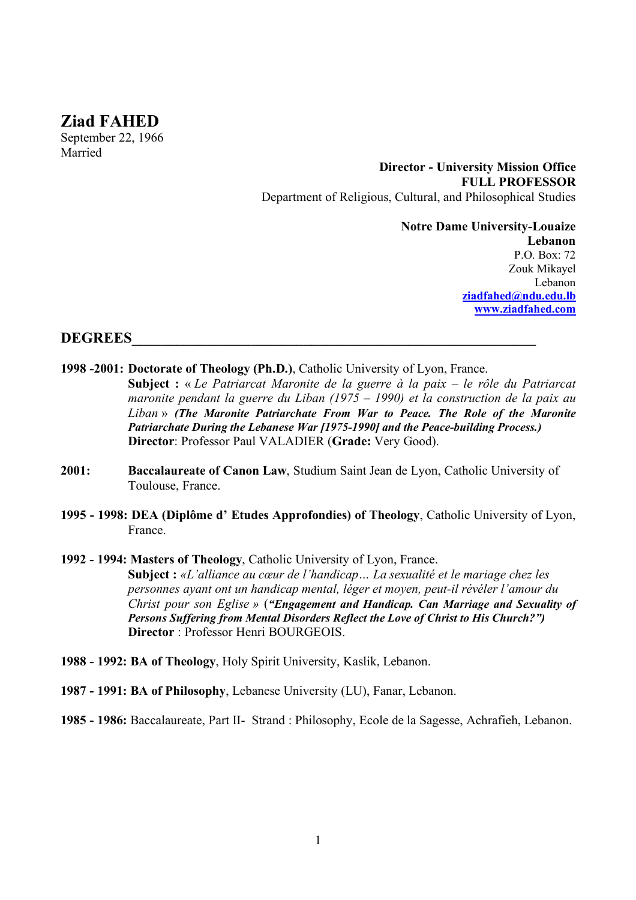# Ziad FAHED

September 22, 1966
Married

**Director - University Mission Office**
**FULL PROFESSOR**
Department of Religious, Cultural, and Philosophical Studies

**Notre Dame University-Louaize**
**Lebanon**
P.O. Box: 72
Zouk Mikayel
Lebanon
[ziadfahed@ndu.edu.lb](mailto:ziadfahed@ndu.edu.lb)
[www.ziadfahed.com](http://www.ziadfahed.com)

## DEGREES

**1998 -2001: Doctorate of Theology (Ph.D.)**, Catholic University of Lyon, France.
**Subject :** « *Le Patriarcat Maronite de la guerre à la paix – le rôle du Patriarcat maronite pendant la guerre du Liban (1975 – 1990) et la construction de la paix au Liban* » ***(The Maronite Patriarchate From War to Peace. The Role of the Maronite Patriarchate During the Lebanese War [1975-1990] and the Peace-building Process.)***
**Director**: Professor Paul VALADIER (**Grade:** Very Good).

**2001:** **Baccalaureate of Canon Law**, Studium Saint Jean de Lyon, Catholic University of Toulouse, France.

**1995 - 1998: DEA (Diplôme d' Etudes Approfondies) of Theology**, Catholic University of Lyon, France.

**1992 - 1994: Masters of Theology**, Catholic University of Lyon, France.
**Subject :** *«L'alliance au cœur de l'handicap… La sexualité et le mariage chez les personnes ayant ont un handicap mental, léger et moyen, peut-il révéler l'amour du Christ pour son Eglise »* (***"Engagement and Handicap. Can Marriage and Sexuality of Persons Suffering from Mental Disorders Reflect the Love of Christ to His Church?")***
**Director** : Professor Henri BOURGEOIS.

**1988 - 1992: BA of Theology**, Holy Spirit University, Kaslik, Lebanon.

**1987 - 1991: BA of Philosophy**, Lebanese University (LU), Fanar, Lebanon.

**1985 - 1986:** Baccalaureate, Part II- Strand : Philosophy, Ecole de la Sagesse, Achrafieh, Lebanon.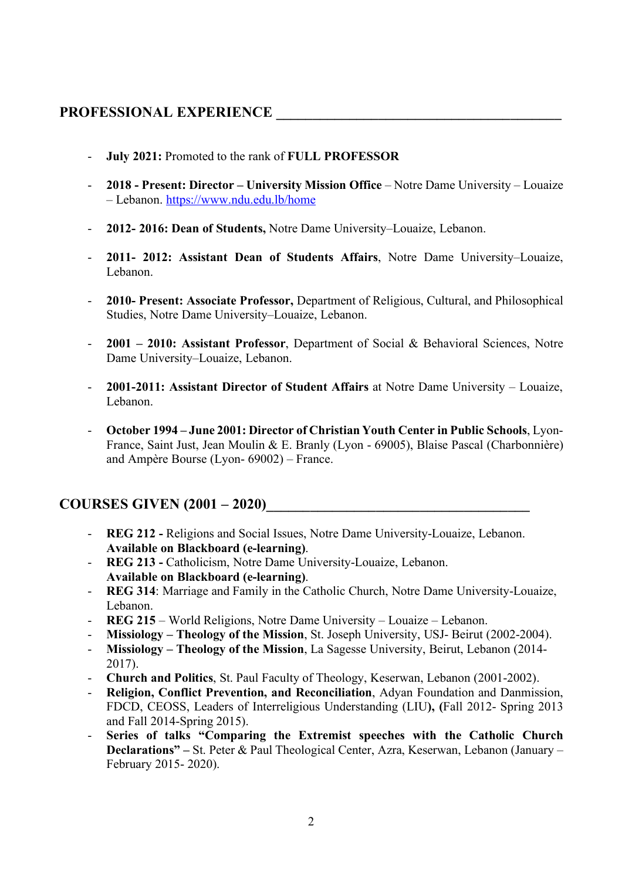## PROFESSIONAL EXPERIENCE

- **July 2021:** Promoted to the rank of **FULL PROFESSOR**
- **2018 - Present: Director – University Mission Office** – Notre Dame University – Louaize – Lebanon. https://www.ndu.edu.lb/home
- **2012- 2016: Dean of Students,** Notre Dame University–Louaize, Lebanon.
- **2011- 2012: Assistant Dean of Students Affairs**, Notre Dame University–Louaize, Lebanon.
- **2010- Present: Associate Professor,** Department of Religious, Cultural, and Philosophical Studies, Notre Dame University–Louaize, Lebanon.
- **2001 – 2010: Assistant Professor**, Department of Social & Behavioral Sciences, Notre Dame University–Louaize, Lebanon.
- **2001-2011: Assistant Director of Student Affairs** at Notre Dame University – Louaize, Lebanon.
- **October 1994 – June 2001: Director of Christian Youth Center in Public Schools**, Lyon-France, Saint Just, Jean Moulin & E. Branly (Lyon - 69005), Blaise Pascal (Charbonnière) and Ampère Bourse (Lyon- 69002) – France.

## COURSES GIVEN (2001 – 2020)

- **REG 212 -** Religions and Social Issues, Notre Dame University-Louaize, Lebanon. **Available on Blackboard (e-learning)**.
- **REG 213 -** Catholicism, Notre Dame University-Louaize, Lebanon. **Available on Blackboard (e-learning)**.
- **REG 314**: Marriage and Family in the Catholic Church, Notre Dame University-Louaize, Lebanon.
- **REG 215** – World Religions, Notre Dame University – Louaize – Lebanon.
- **Missiology – Theology of the Mission**, St. Joseph University, USJ- Beirut (2002-2004).
- **Missiology – Theology of the Mission**, La Sagesse University, Beirut, Lebanon (2014-2017).
- **Church and Politics**, St. Paul Faculty of Theology, Keserwan, Lebanon (2001-2002).
- **Religion, Conflict Prevention, and Reconciliation**, Adyan Foundation and Danmission, FDCD, CEOSS, Leaders of Interreligious Understanding (LIU**), (**Fall 2012- Spring 2013 and Fall 2014-Spring 2015).
- **Series of talks "Comparing the Extremist speeches with the Catholic Church Declarations" –** St. Peter & Paul Theological Center, Azra, Keserwan, Lebanon (January – February 2015- 2020).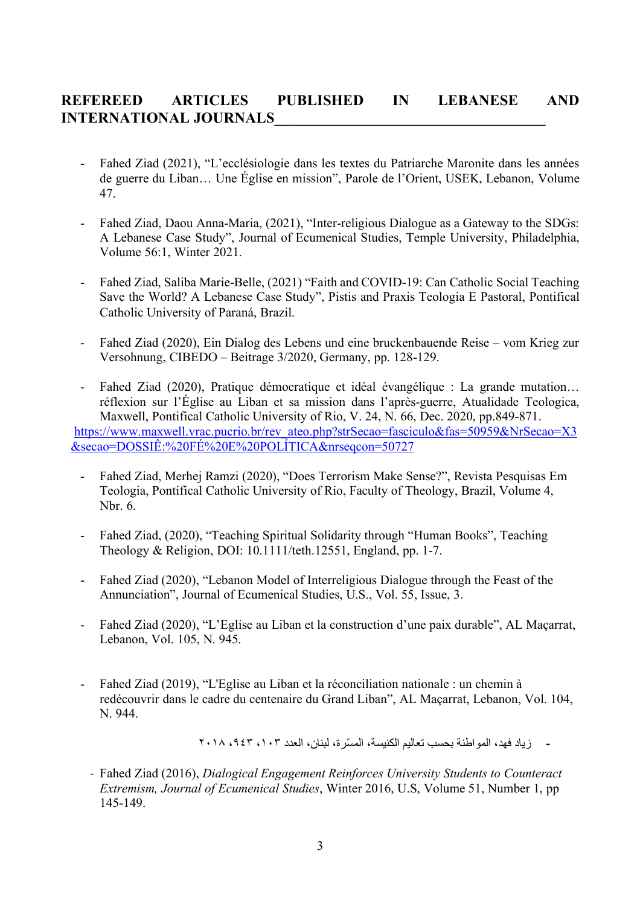## REFEREED ARTICLES PUBLISHED IN LEBANESE AND INTERNATIONAL JOURNALS

- Fahed Ziad (2021), "L'ecclésiologie dans les textes du Patriarche Maronite dans les années de guerre du Liban… Une Église en mission", Parole de l'Orient, USEK, Lebanon, Volume 47.

- Fahed Ziad, Daou Anna-Maria, (2021), "Inter-religious Dialogue as a Gateway to the SDGs: A Lebanese Case Study", Journal of Ecumenical Studies, Temple University, Philadelphia, Volume 56:1, Winter 2021.

- Fahed Ziad, Saliba Marie-Belle, (2021) "Faith and COVID-19: Can Catholic Social Teaching Save the World? A Lebanese Case Study", Pistis and Praxis Teologia E Pastoral, Pontifical Catholic University of Paraná, Brazil.

- Fahed Ziad (2020), Ein Dialog des Lebens und eine bruckenbauende Reise – vom Krieg zur Versohnung, CIBEDO – Beitrage 3/2020, Germany, pp. 128-129.

- Fahed Ziad (2020), Pratique démocratique et idéal évangélique : La grande mutation… réflexion sur l'Église au Liban et sa mission dans l'après-guerre, Atualidade Teologica, Maxwell, Pontifical Catholic University of Rio, V. 24, N. 66, Dec. 2020, pp.849-871. [https://www.maxwell.vrac.pucrio.br/rev_ateo.php?strSecao=fasciculo&fas=50959&NrSecao=X3&secao=DOSSIÊ:%20FÉ%20E%20POLÍTICA&nrseqcon=50727](https://www.maxwell.vrac.pucrio.br/rev_ateo.php?strSecao=fasciculo&fas=50959&NrSecao=X3&secao=DOSSIÊ:%20FÉ%20E%20POLÍTICA&nrseqcon=50727)

- Fahed Ziad, Merhej Ramzi (2020), "Does Terrorism Make Sense?", Revista Pesquisas Em Teologia, Pontifical Catholic University of Rio, Faculty of Theology, Brazil, Volume 4, Nbr. 6.

- Fahed Ziad, (2020), "Teaching Spiritual Solidarity through "Human Books", Teaching Theology & Religion, DOI: 10.1111/teth.12551, England, pp. 1-7.

- Fahed Ziad (2020), "Lebanon Model of Interreligious Dialogue through the Feast of the Annunciation", Journal of Ecumenical Studies, U.S., Vol. 55, Issue, 3.

- Fahed Ziad (2020), "L'Eglise au Liban et la construction d'une paix durable", AL Maçarrat, Lebanon, Vol. 105, N. 945.

- Fahed Ziad (2019), "L'Eglise au Liban et la réconciliation nationale : un chemin à redécouvrir dans le cadre du centenaire du Grand Liban", AL Maçarrat, Lebanon, Vol. 104, N. 944.

- زياد فهد، المواطنة بحسب تعاليم الكنيسة، المسّرة، لبنان، العدد ١٠٣، ٩٤٣، ٢٠١٨

- Fahed Ziad (2016), *Dialogical Engagement Reinforces University Students to Counteract Extremism, Journal of Ecumenical Studies*, Winter 2016, U.S, Volume 51, Number 1, pp 145-149.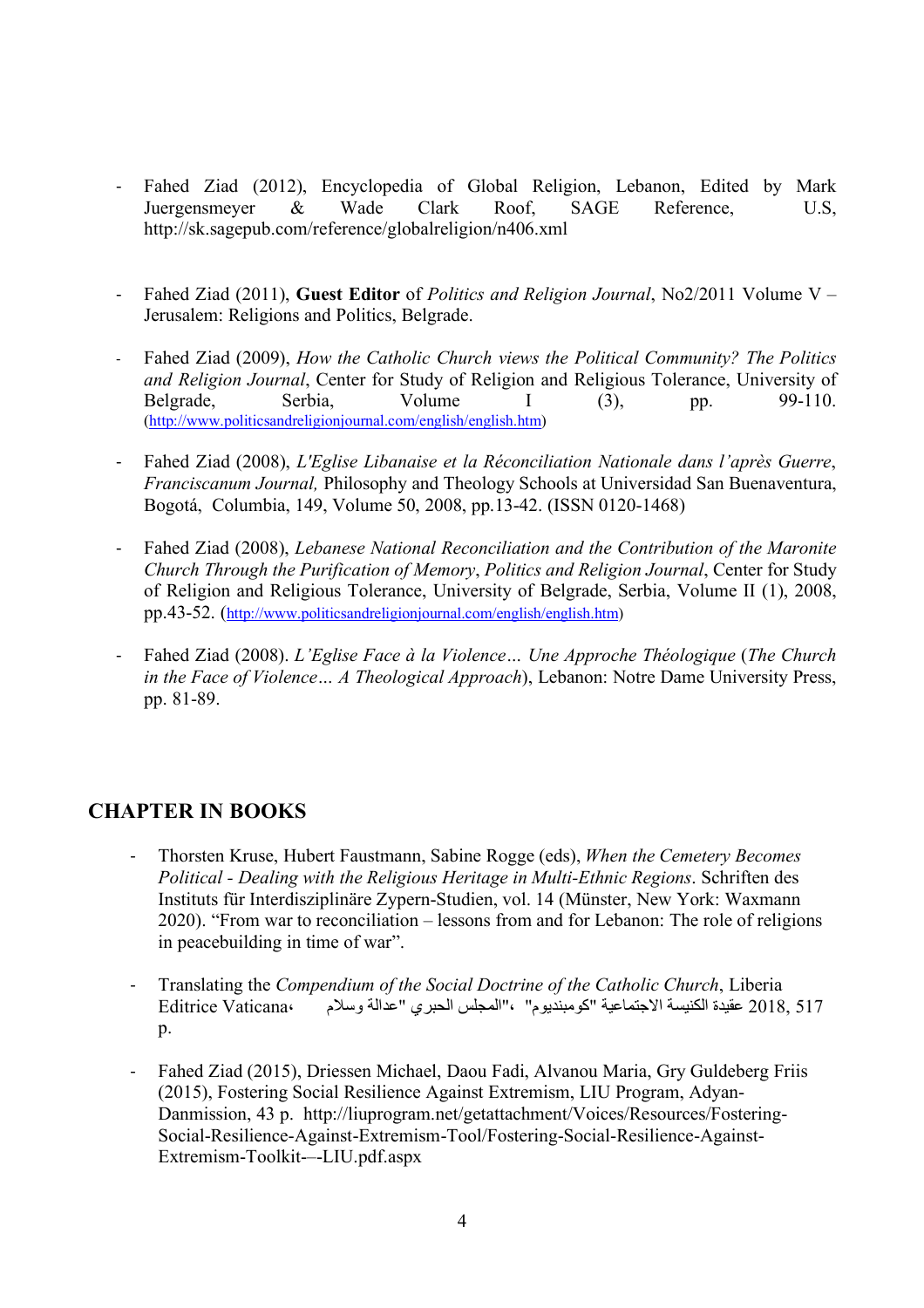- Fahed Ziad (2012), Encyclopedia of Global Religion, Lebanon, Edited by Mark Juergensmeyer & Wade Clark Roof, SAGE Reference, U.S, http://sk.sagepub.com/reference/globalreligion/n406.xml

- Fahed Ziad (2011), **Guest Editor** of *Politics and Religion Journal*, No2/2011 Volume V – Jerusalem: Religions and Politics, Belgrade.

- Fahed Ziad (2009), *How the Catholic Church views the Political Community? The Politics and Religion Journal*, Center for Study of Religion and Religious Tolerance, University of Belgrade, Serbia, Volume I (3), pp. 99-110. (http://www.politicsandreligionjournal.com/english/english.htm)

- Fahed Ziad (2008), *L'Eglise Libanaise et la Réconciliation Nationale dans l'après Guerre*, *Franciscanum Journal,* Philosophy and Theology Schools at Universidad San Buenaventura, Bogotá, Columbia, 149, Volume 50, 2008, pp.13-42. (ISSN 0120-1468)

- Fahed Ziad (2008), *Lebanese National Reconciliation and the Contribution of the Maronite Church Through the Purification of Memory*, *Politics and Religion Journal*, Center for Study of Religion and Religious Tolerance, University of Belgrade, Serbia, Volume II (1), 2008, pp.43-52. (http://www.politicsandreligionjournal.com/english/english.htm)

- Fahed Ziad (2008). *L'Eglise Face à la Violence… Une Approche Théologique* (*The Church in the Face of Violence… A Theological Approach*), Lebanon: Notre Dame University Press, pp. 81-89.

## CHAPTER IN BOOKS

- Thorsten Kruse, Hubert Faustmann, Sabine Rogge (eds), *When the Cemetery Becomes Political - Dealing with the Religious Heritage in Multi-Ethnic Regions*. Schriften des Instituts für Interdisziplinäre Zypern-Studien, vol. 14 (Münster, New York: Waxmann 2020). "From war to reconciliation – lessons from and for Lebanon: The role of religions in peacebuilding in time of war".

- Translating the *Compendium of the Social Doctrine of the Catholic Church*, Liberia Editrice Vaticana، المجلس الحبري "عدالة وسلام"، "كومبنديوم" عقيدة الكنيسة الاجتماعية 2018, 517 p.

- Fahed Ziad (2015), Driessen Michael, Daou Fadi, Alvanou Maria, Gry Guldeberg Friis (2015), Fostering Social Resilience Against Extremism, LIU Program, Adyan-Danmission, 43 p. http://liuprogram.net/getattachment/Voices/Resources/Fostering-Social-Resilience-Against-Extremism-Tool/Fostering-Social-Resilience-Against-Extremism-Toolkit-–-LIU.pdf.aspx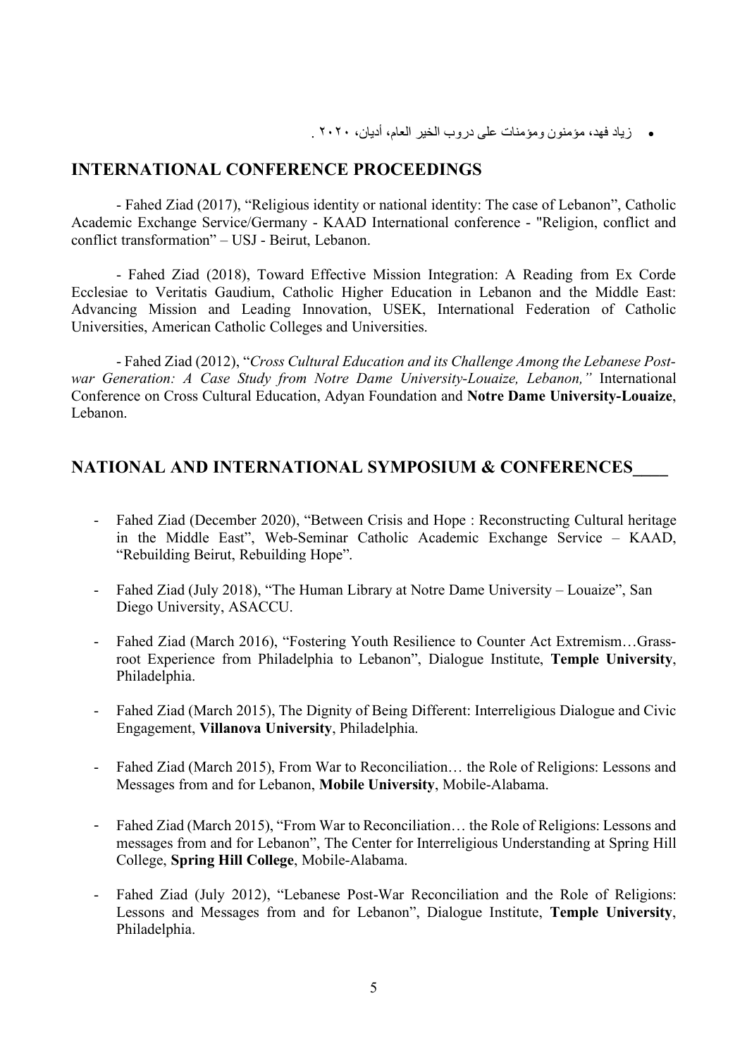- زياد فهد، مؤمنون ومؤمنات على دروب الخير العام، أديان، ٢٠٢٠ .

## INTERNATIONAL CONFERENCE PROCEEDINGS

- Fahed Ziad (2017), "Religious identity or national identity: The case of Lebanon", Catholic Academic Exchange Service/Germany - KAAD International conference - "Religion, conflict and conflict transformation" – USJ - Beirut, Lebanon.

- Fahed Ziad (2018), Toward Effective Mission Integration: A Reading from Ex Corde Ecclesiae to Veritatis Gaudium, Catholic Higher Education in Lebanon and the Middle East: Advancing Mission and Leading Innovation, USEK, International Federation of Catholic Universities, American Catholic Colleges and Universities.

- Fahed Ziad (2012), "*Cross Cultural Education and its Challenge Among the Lebanese Post-war Generation: A Case Study from Notre Dame University-Louaize, Lebanon,"* International Conference on Cross Cultural Education, Adyan Foundation and **Notre Dame University-Louaize**, Lebanon.

## NATIONAL AND INTERNATIONAL SYMPOSIUM & CONFERENCES

- Fahed Ziad (December 2020), "Between Crisis and Hope : Reconstructing Cultural heritage in the Middle East", Web-Seminar Catholic Academic Exchange Service – KAAD, "Rebuilding Beirut, Rebuilding Hope".
- Fahed Ziad (July 2018), "The Human Library at Notre Dame University – Louaize", San Diego University, ASACCU.
- Fahed Ziad (March 2016), "Fostering Youth Resilience to Counter Act Extremism…Grass-root Experience from Philadelphia to Lebanon", Dialogue Institute, **Temple University**, Philadelphia.
- Fahed Ziad (March 2015), The Dignity of Being Different: Interreligious Dialogue and Civic Engagement, **Villanova University**, Philadelphia.
- Fahed Ziad (March 2015), From War to Reconciliation… the Role of Religions: Lessons and Messages from and for Lebanon, **Mobile University**, Mobile-Alabama.
- Fahed Ziad (March 2015), "From War to Reconciliation… the Role of Religions: Lessons and messages from and for Lebanon", The Center for Interreligious Understanding at Spring Hill College, **Spring Hill College**, Mobile-Alabama.
- Fahed Ziad (July 2012), "Lebanese Post-War Reconciliation and the Role of Religions: Lessons and Messages from and for Lebanon", Dialogue Institute, **Temple University**, Philadelphia.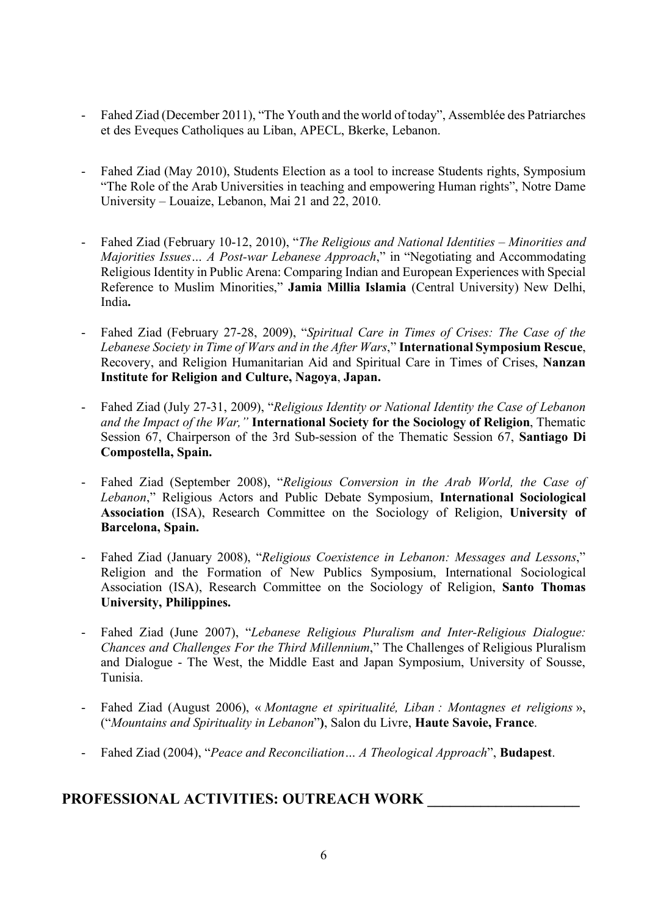- Fahed Ziad (December 2011), "The Youth and the world of today", Assemblée des Patriarches et des Eveques Catholiques au Liban, APECL, Bkerke, Lebanon.

- Fahed Ziad (May 2010), Students Election as a tool to increase Students rights, Symposium "The Role of the Arab Universities in teaching and empowering Human rights", Notre Dame University – Louaize, Lebanon, Mai 21 and 22, 2010.

- Fahed Ziad (February 10-12, 2010), "*The Religious and National Identities – Minorities and Majorities Issues… A Post-war Lebanese Approach*," in "Negotiating and Accommodating Religious Identity in Public Arena: Comparing Indian and European Experiences with Special Reference to Muslim Minorities," **Jamia Millia Islamia** (Central University) New Delhi, India**.**

- Fahed Ziad (February 27-28, 2009), "*Spiritual Care in Times of Crises: The Case of the Lebanese Society in Time of Wars and in the After Wars*," **International Symposium Rescue**, Recovery, and Religion Humanitarian Aid and Spiritual Care in Times of Crises, **Nanzan Institute for Religion and Culture, Nagoya**, **Japan.**

- Fahed Ziad (July 27-31, 2009), "*Religious Identity or National Identity the Case of Lebanon and the Impact of the War,"* **International Society for the Sociology of Religion**, Thematic Session 67, Chairperson of the 3rd Sub-session of the Thematic Session 67, **Santiago Di Compostella, Spain.**

- Fahed Ziad (September 2008), "*Religious Conversion in the Arab World, the Case of Lebanon*," Religious Actors and Public Debate Symposium, **International Sociological Association** (ISA), Research Committee on the Sociology of Religion, **University of Barcelona, Spain.**

- Fahed Ziad (January 2008), "*Religious Coexistence in Lebanon: Messages and Lessons*," Religion and the Formation of New Publics Symposium, International Sociological Association (ISA), Research Committee on the Sociology of Religion, **Santo Thomas University, Philippines.**

- Fahed Ziad (June 2007), "*Lebanese Religious Pluralism and Inter-Religious Dialogue: Chances and Challenges For the Third Millennium*," The Challenges of Religious Pluralism and Dialogue - The West, the Middle East and Japan Symposium, University of Sousse, Tunisia.

- Fahed Ziad (August 2006), « *Montagne et spiritualité, Liban : Montagnes et religions* », ("*Mountains and Spirituality in Lebanon*"**)**, Salon du Livre, **Haute Savoie, France**.

- Fahed Ziad (2004), "*Peace and Reconciliation… A Theological Approach*", **Budapest**.

## PROFESSIONAL ACTIVITIES: OUTREACH WORK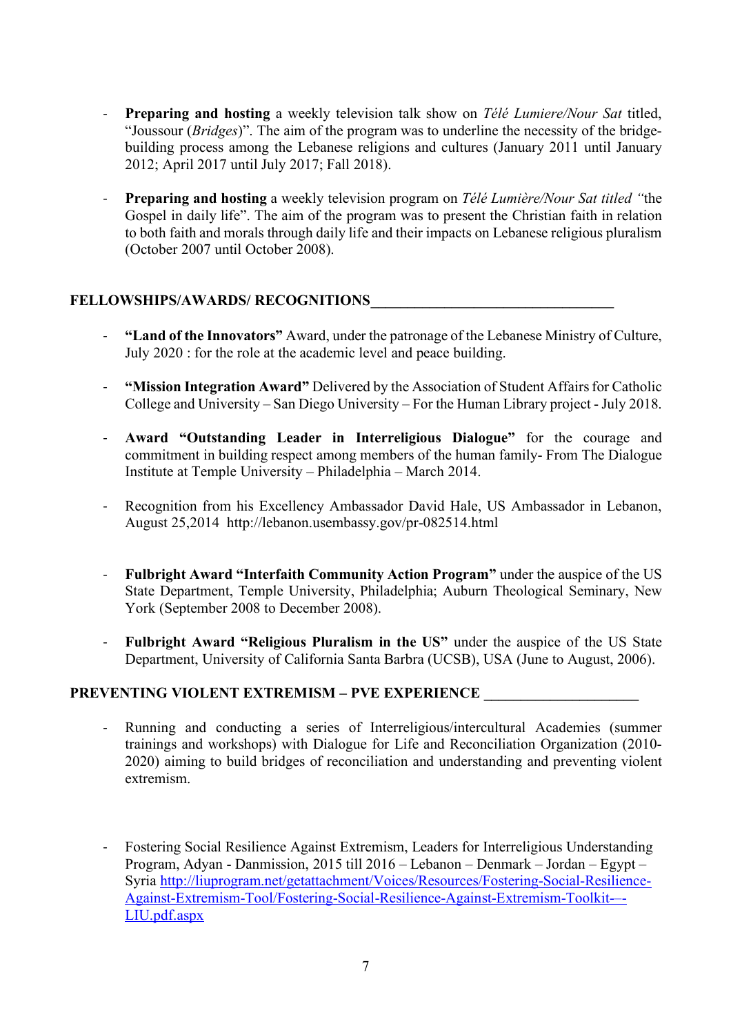- **Preparing and hosting** a weekly television talk show on *Télé Lumiere/Nour Sat* titled, "Joussour (*Bridges*)". The aim of the program was to underline the necessity of the bridge-building process among the Lebanese religions and cultures (January 2011 until January 2012; April 2017 until July 2017; Fall 2018).

- **Preparing and hosting** a weekly television program on *Télé Lumière/Nour Sat titled "*the Gospel in daily life". The aim of the program was to present the Christian faith in relation to both faith and morals through daily life and their impacts on Lebanese religious pluralism (October 2007 until October 2008).

## FELLOWSHIPS/AWARDS/ RECOGNITIONS

- **"Land of the Innovators"** Award, under the patronage of the Lebanese Ministry of Culture, July 2020 : for the role at the academic level and peace building.

- **"Mission Integration Award"** Delivered by the Association of Student Affairs for Catholic College and University – San Diego University – For the Human Library project - July 2018.

- **Award "Outstanding Leader in Interreligious Dialogue"** for the courage and commitment in building respect among members of the human family- From The Dialogue Institute at Temple University – Philadelphia – March 2014.

- Recognition from his Excellency Ambassador David Hale, US Ambassador in Lebanon, August 25,2014 http://lebanon.usembassy.gov/pr-082514.html

- **Fulbright Award "Interfaith Community Action Program"** under the auspice of the US State Department, Temple University, Philadelphia; Auburn Theological Seminary, New York (September 2008 to December 2008).

- **Fulbright Award "Religious Pluralism in the US"** under the auspice of the US State Department, University of California Santa Barbra (UCSB), USA (June to August, 2006).

## PREVENTING VIOLENT EXTREMISM – PVE EXPERIENCE

- Running and conducting a series of Interreligious/intercultural Academies (summer trainings and workshops) with Dialogue for Life and Reconciliation Organization (2010-2020) aiming to build bridges of reconciliation and understanding and preventing violent extremism.

- Fostering Social Resilience Against Extremism, Leaders for Interreligious Understanding Program, Adyan - Danmission, 2015 till 2016 – Lebanon – Denmark – Jordan – Egypt – Syria http://liuprogram.net/getattachment/Voices/Resources/Fostering-Social-Resilience-Against-Extremism-Tool/Fostering-Social-Resilience-Against-Extremism-Toolkit-–-LIU.pdf.aspx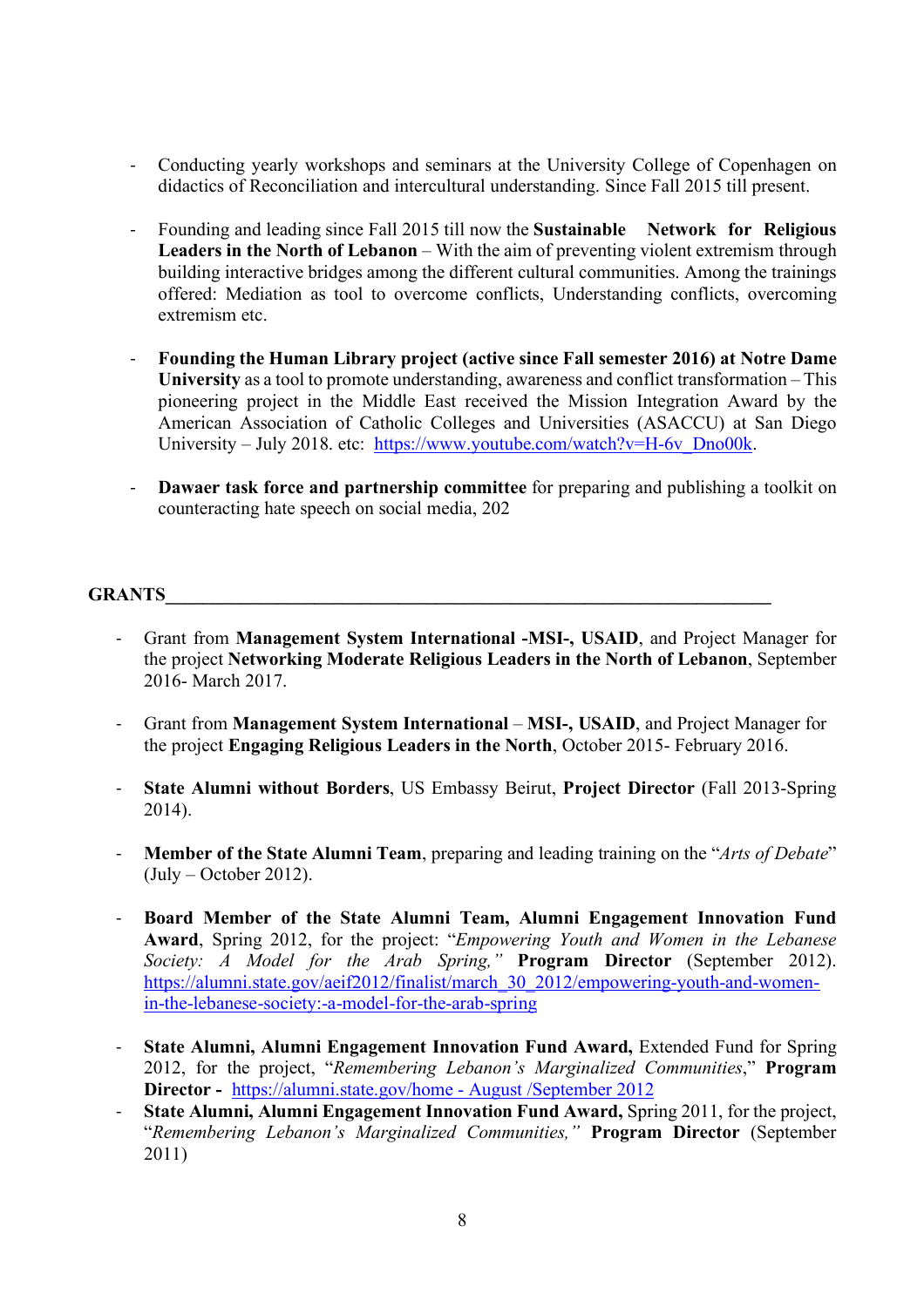- Conducting yearly workshops and seminars at the University College of Copenhagen on didactics of Reconciliation and intercultural understanding. Since Fall 2015 till present.

- Founding and leading since Fall 2015 till now the **Sustainable Network for Religious Leaders in the North of Lebanon** – With the aim of preventing violent extremism through building interactive bridges among the different cultural communities. Among the trainings offered: Mediation as tool to overcome conflicts, Understanding conflicts, overcoming extremism etc.

- **Founding the Human Library project (active since Fall semester 2016) at Notre Dame University** as a tool to promote understanding, awareness and conflict transformation – This pioneering project in the Middle East received the Mission Integration Award by the American Association of Catholic Colleges and Universities (ASACCU) at San Diego University – July 2018. etc: [https://www.youtube.com/watch?v=H-6v_Dno00k](https://www.youtube.com/watch?v=H-6v_Dno00k).

- **Dawaer task force and partnership committee** for preparing and publishing a toolkit on counteracting hate speech on social media, 202

## GRANTS

- Grant from **Management System International -MSI-, USAID**, and Project Manager for the project **Networking Moderate Religious Leaders in the North of Lebanon**, September 2016- March 2017.

- Grant from **Management System International – MSI-, USAID**, and Project Manager for the project **Engaging Religious Leaders in the North**, October 2015- February 2016.

- **State Alumni without Borders**, US Embassy Beirut, **Project Director** (Fall 2013-Spring 2014).

- **Member of the State Alumni Team**, preparing and leading training on the "*Arts of Debate*" (July – October 2012).

- **Board Member of the State Alumni Team, Alumni Engagement Innovation Fund Award**, Spring 2012, for the project: "*Empowering Youth and Women in the Lebanese Society: A Model for the Arab Spring,*" **Program Director** (September 2012). [https://alumni.state.gov/aeif2012/finalist/march_30_2012/empowering-youth-and-women-in-the-lebanese-society:-a-model-for-the-arab-spring](https://alumni.state.gov/aeif2012/finalist/march_30_2012/empowering-youth-and-women-in-the-lebanese-society:-a-model-for-the-arab-spring)

- **State Alumni, Alumni Engagement Innovation Fund Award,** Extended Fund for Spring 2012, for the project, "*Remembering Lebanon's Marginalized Communities*," **Program Director -** [https://alumni.state.gov/home - August /September 2012](https://alumni.state.gov/home)
- **State Alumni, Alumni Engagement Innovation Fund Award,** Spring 2011, for the project, "*Remembering Lebanon's Marginalized Communities,*" **Program Director** (September 2011)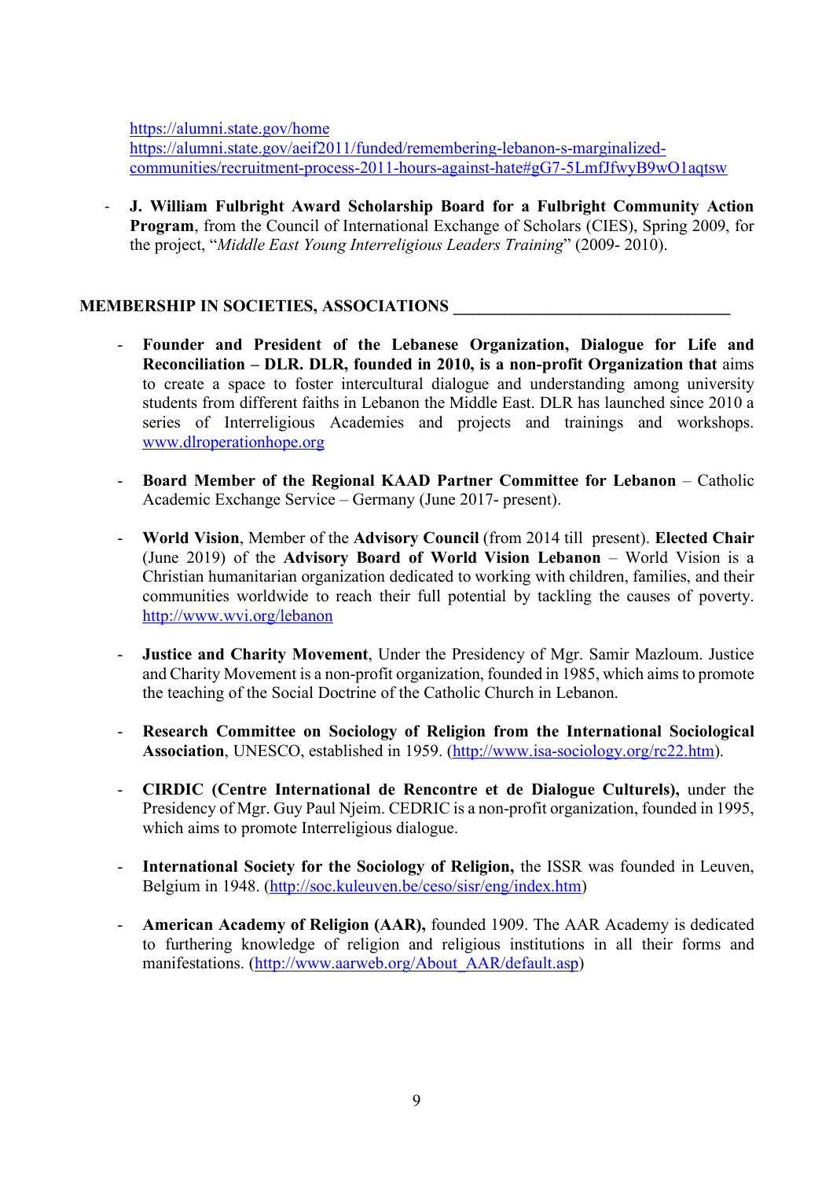https://alumni.state.gov/home
https://alumni.state.gov/aeif2011/funded/remembering-lebanon-s-marginalized-communities/recruitment-process-2011-hours-against-hate#gG7-5LmfJfwyB9wO1aqtsw

- **J. William Fulbright Award Scholarship Board for a Fulbright Community Action Program**, from the Council of International Exchange of Scholars (CIES), Spring 2009, for the project, "*Middle East Young Interreligious Leaders Training*" (2009- 2010).

## MEMBERSHIP IN SOCIETIES, ASSOCIATIONS

- **Founder and President of the Lebanese Organization, Dialogue for Life and Reconciliation – DLR. DLR, founded in 2010, is a non-profit Organization that** aims to create a space to foster intercultural dialogue and understanding among university students from different faiths in Lebanon the Middle East. DLR has launched since 2010 a series of Interreligious Academies and projects and trainings and workshops. www.dloperationhope.org

- **Board Member of the Regional KAAD Partner Committee for Lebanon** – Catholic Academic Exchange Service – Germany (June 2017- present).

- **World Vision**, Member of the **Advisory Council** (from 2014 till present). **Elected Chair** (June 2019) of the **Advisory Board of World Vision Lebanon** – World Vision is a Christian humanitarian organization dedicated to working with children, families, and their communities worldwide to reach their full potential by tackling the causes of poverty. http://www.wvi.org/lebanon

- **Justice and Charity Movement**, Under the Presidency of Mgr. Samir Mazloum. Justice and Charity Movement is a non-profit organization, founded in 1985, which aims to promote the teaching of the Social Doctrine of the Catholic Church in Lebanon.

- **Research Committee on Sociology of Religion from the International Sociological Association**, UNESCO, established in 1959. (http://www.isa-sociology.org/rc22.htm).

- **CIRDIC (Centre International de Rencontre et de Dialogue Culturels),** under the Presidency of Mgr. Guy Paul Njeim. CEDRIC is a non-profit organization, founded in 1995, which aims to promote Interreligious dialogue.

- **International Society for the Sociology of Religion,** the ISSR was founded in Leuven, Belgium in 1948. (http://soc.kuleuven.be/ceso/sisr/eng/index.htm)

- **American Academy of Religion (AAR),** founded 1909. The AAR Academy is dedicated to furthering knowledge of religion and religious institutions in all their forms and manifestations. (http://www.aarweb.org/About_AAR/default.asp)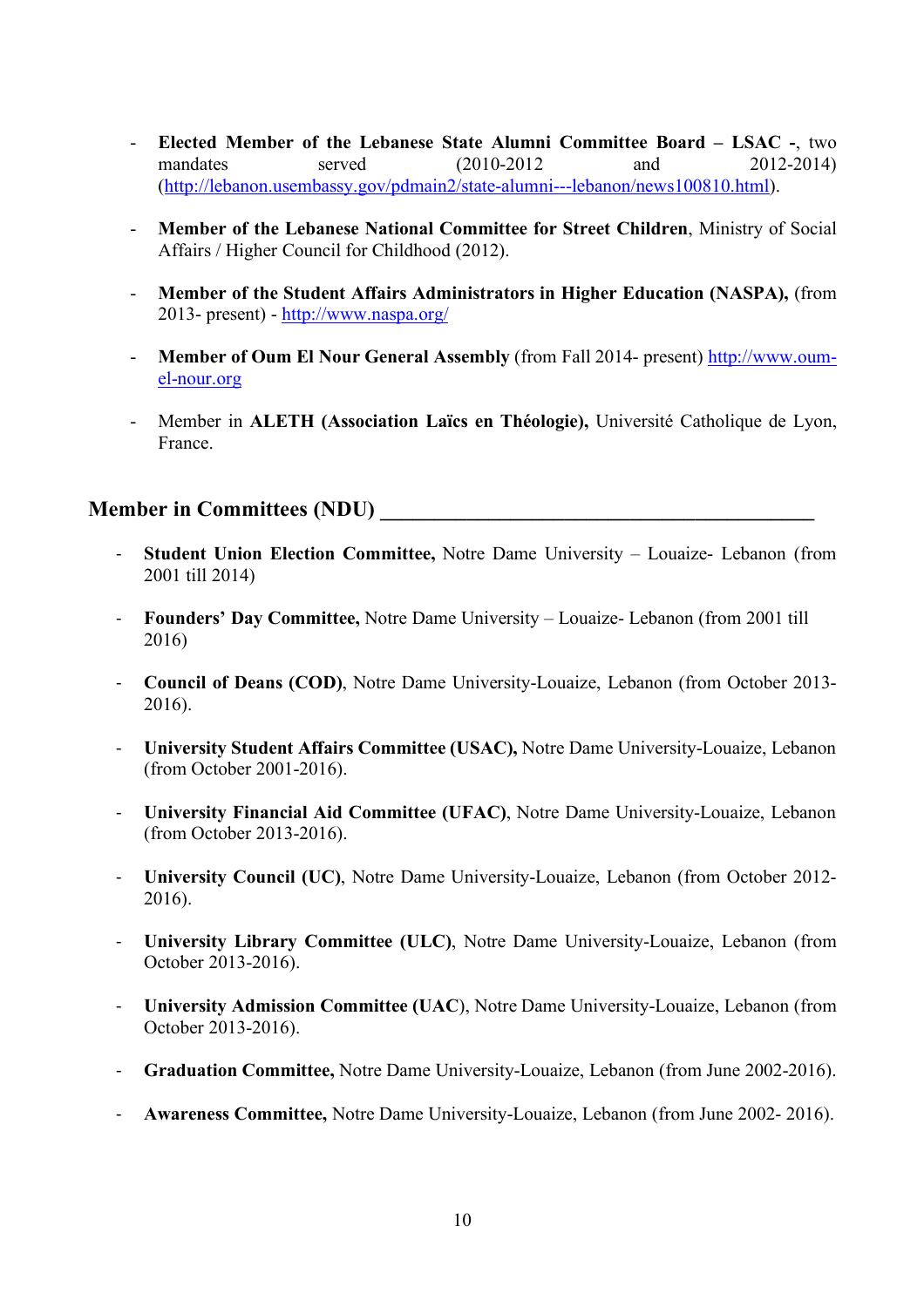- **Elected Member of the Lebanese State Alumni Committee Board – LSAC -**, two mandates served (2010-2012 and 2012-2014) (http://lebanon.usembassy.gov/pdmain2/state-alumni---lebanon/news100810.html).

- **Member of the Lebanese National Committee for Street Children**, Ministry of Social Affairs / Higher Council for Childhood (2012).

- **Member of the Student Affairs Administrators in Higher Education (NASPA),** (from 2013- present) - http://www.naspa.org/

- **Member of Oum El Nour General Assembly** (from Fall 2014- present) http://www.oum-el-nour.org

- Member in **ALETH (Association Laïcs en Théologie),** Université Catholique de Lyon, France.

## Member in Committees (NDU)

- **Student Union Election Committee,** Notre Dame University – Louaize- Lebanon (from 2001 till 2014)

- **Founders' Day Committee,** Notre Dame University – Louaize- Lebanon (from 2001 till 2016)

- **Council of Deans (COD)**, Notre Dame University-Louaize, Lebanon (from October 2013-2016).

- **University Student Affairs Committee (USAC),** Notre Dame University-Louaize, Lebanon (from October 2001-2016).

- **University Financial Aid Committee (UFAC)**, Notre Dame University-Louaize, Lebanon (from October 2013-2016).

- **University Council (UC)**, Notre Dame University-Louaize, Lebanon (from October 2012-2016).

- **University Library Committee (ULC)**, Notre Dame University-Louaize, Lebanon (from October 2013-2016).

- **University Admission Committee (UAC**), Notre Dame University-Louaize, Lebanon (from October 2013-2016).

- **Graduation Committee,** Notre Dame University-Louaize, Lebanon (from June 2002-2016).

- **Awareness Committee,** Notre Dame University-Louaize, Lebanon (from June 2002- 2016).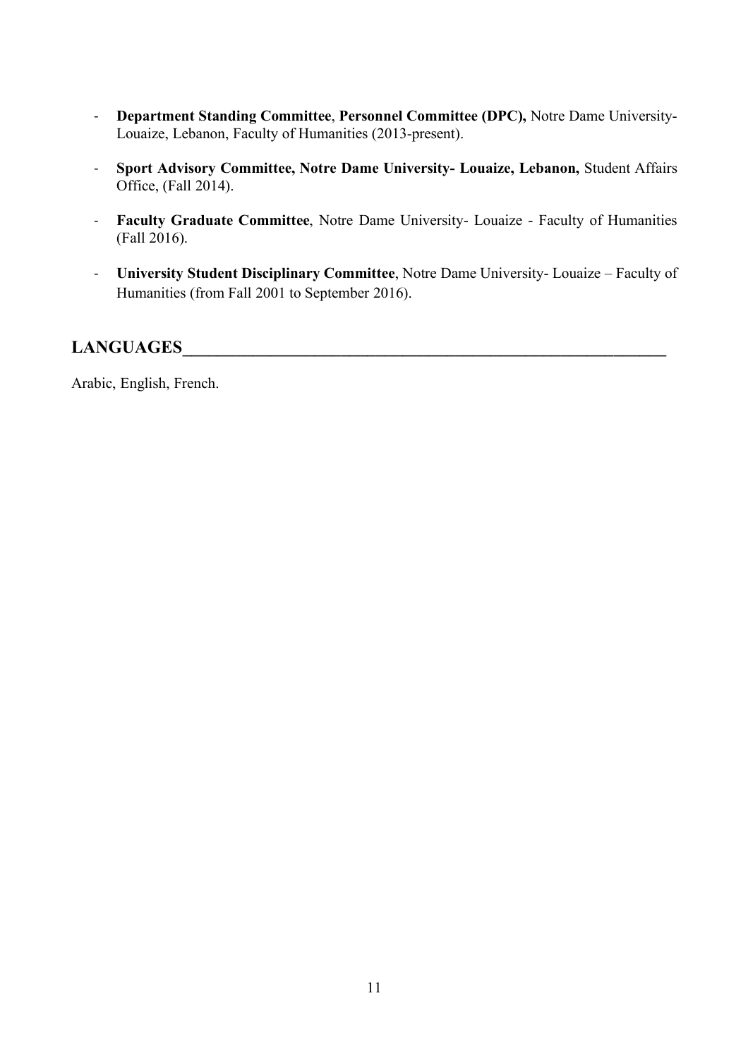- **Department Standing Committee**, **Personnel Committee (DPC),** Notre Dame University- Louaize, Lebanon, Faculty of Humanities (2013-present).
- **Sport Advisory Committee, Notre Dame University- Louaize, Lebanon,** Student Affairs Office, (Fall 2014).
- **Faculty Graduate Committee**, Notre Dame University- Louaize - Faculty of Humanities (Fall 2016).
- **University Student Disciplinary Committee**, Notre Dame University- Louaize – Faculty of Humanities (from Fall 2001 to September 2016).

## LANGUAGES

Arabic, English, French.